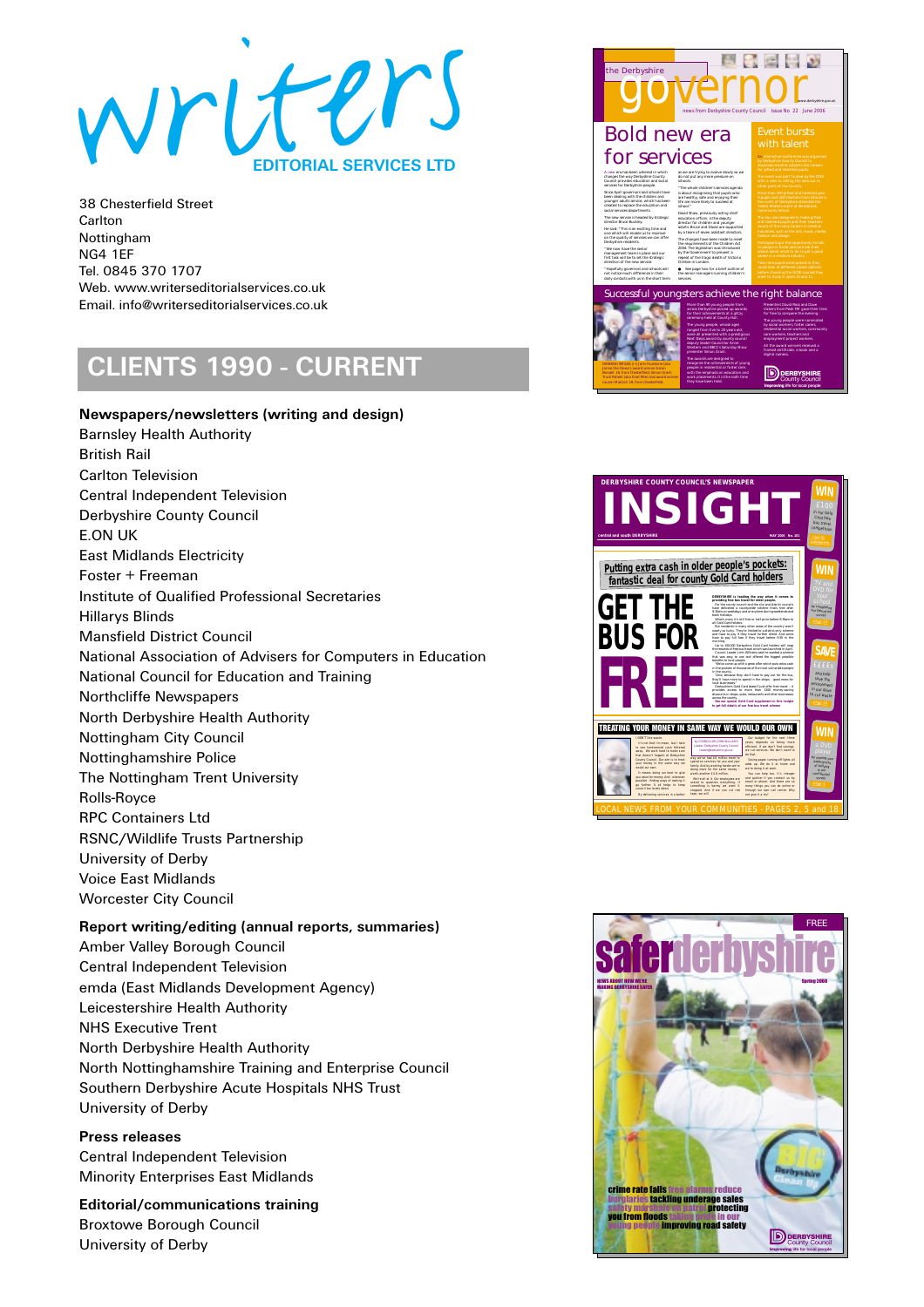# writers

EDITORIAL SERVICES LTD

38 Chesterfield Street
Carlton
Nottingham
NG4 1EF
Tel. 0845 370 1707
Web. www.writerseditorialservices.co.uk
Email. info@writerseditorialservices.co.uk

## CLIENTS 1990 - CURRENT

**Newspapers/newsletters (writing and design)**

Barnsley Health Authority
British Rail
Carlton Television
Central Independent Television
Derbyshire County Council
E.ON UK
East Midlands Electricity
Foster + Freeman
Institute of Qualified Professional Secretaries
Hillarys Blinds
Mansfield District Council
National Association of Advisers for Computers in Education
National Council for Education and Training
Northcliffe Newspapers
North Derbyshire Health Authority
Nottingham City Council
Nottinghamshire Police
The Nottingham Trent University
Rolls-Royce
RPC Containers Ltd
RSNC/Wildlife Trusts Partnership
University of Derby
Voice East Midlands
Worcester City Council

**Report writing/editing (annual reports, summaries)**

Amber Valley Borough Council
Central Independent Television
emda (East Midlands Development Agency)
Leicestershire Health Authority
NHS Executive Trent
North Derbyshire Health Authority
North Nottinghamshire Training and Enterprise Council
Southern Derbyshire Acute Hospitals NHS Trust
University of Derby

**Press releases**

Central Independent Television
Minority Enterprises East Midlands

**Editorial/communications training**

Broxtowe Borough Council
University of Derby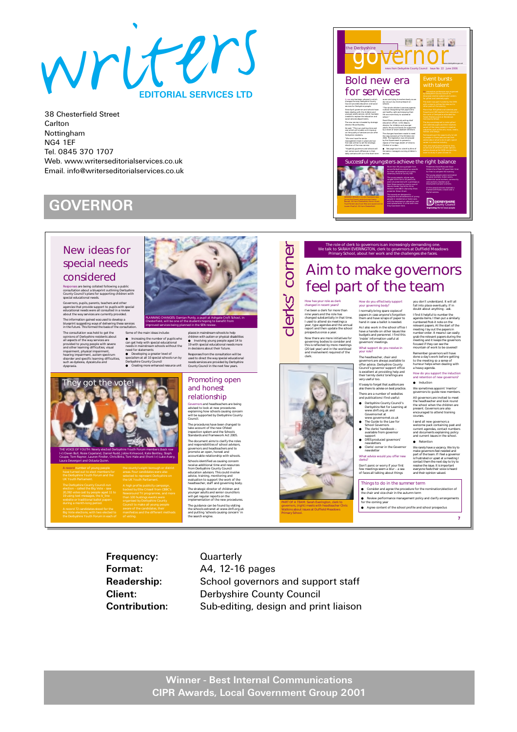# writers

## EDITORIAL SERVICES LTD

38 Chesterfield Street
Carlton
Nottingham
NG4 1EF
Tel. 0845 370 1707
Web. www.writerseditorialservices.co.uk
Email. info@writerseditorialservices.co.uk

# GOVERNOR

**Frequency:** Quarterly

**Format:** A4, 12-16 pages

**Readership:** School governors and support staff

**Client:** Derbyshire County Council

**Contribution:** Sub-editing, design and print liaison

**Winner - Best Internal Communications**
**CIPR Awards, Local Government Group 2001**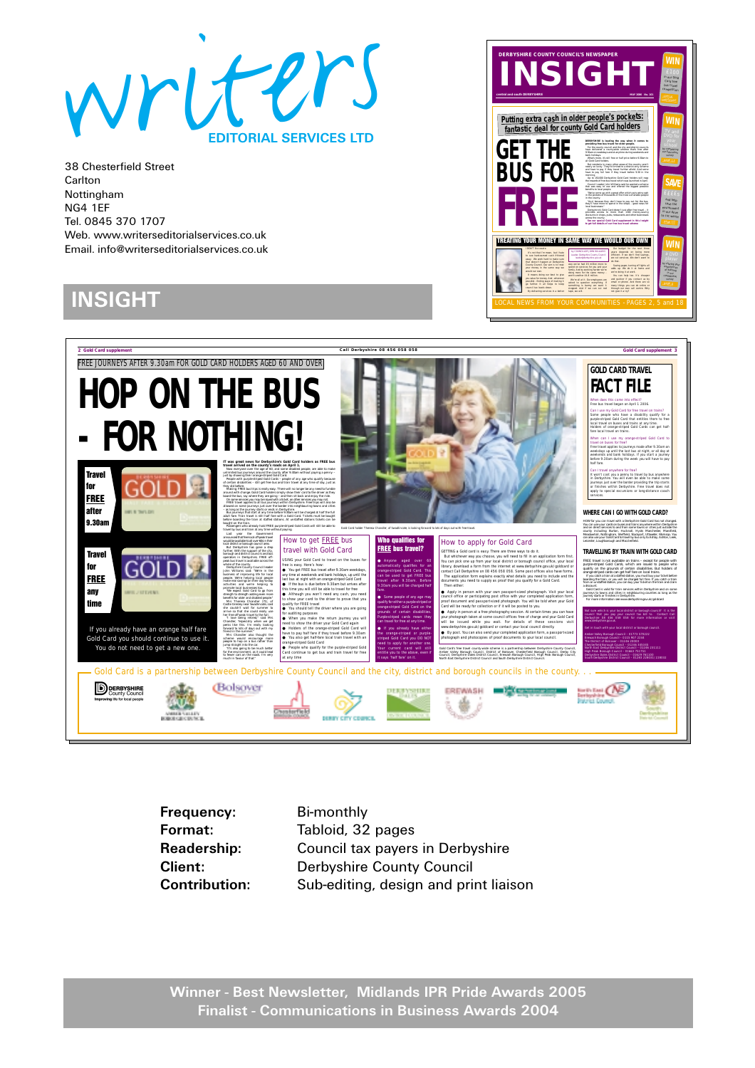# writers

EDITORIAL SERVICES LTD

38 Chesterfield Street
Carlton
Nottingham
NG4 1EF
Tel. 0845 370 1707
Web. www.writerseditorialservices.co.uk
Email. info@writerseditorialservices.co.uk

## INSIGHT

**Frequency:** Bi-monthly
**Format:** Tabloid, 32 pages
**Readership:** Council tax payers in Derbyshire
**Client:** Derbyshire County Council
**Contribution:** Sub-editing, design and print liaison

**Winner - Best Newsletter, Midlands IPR Pride Awards 2005**
**Finalist - Communications in Business Awards 2004**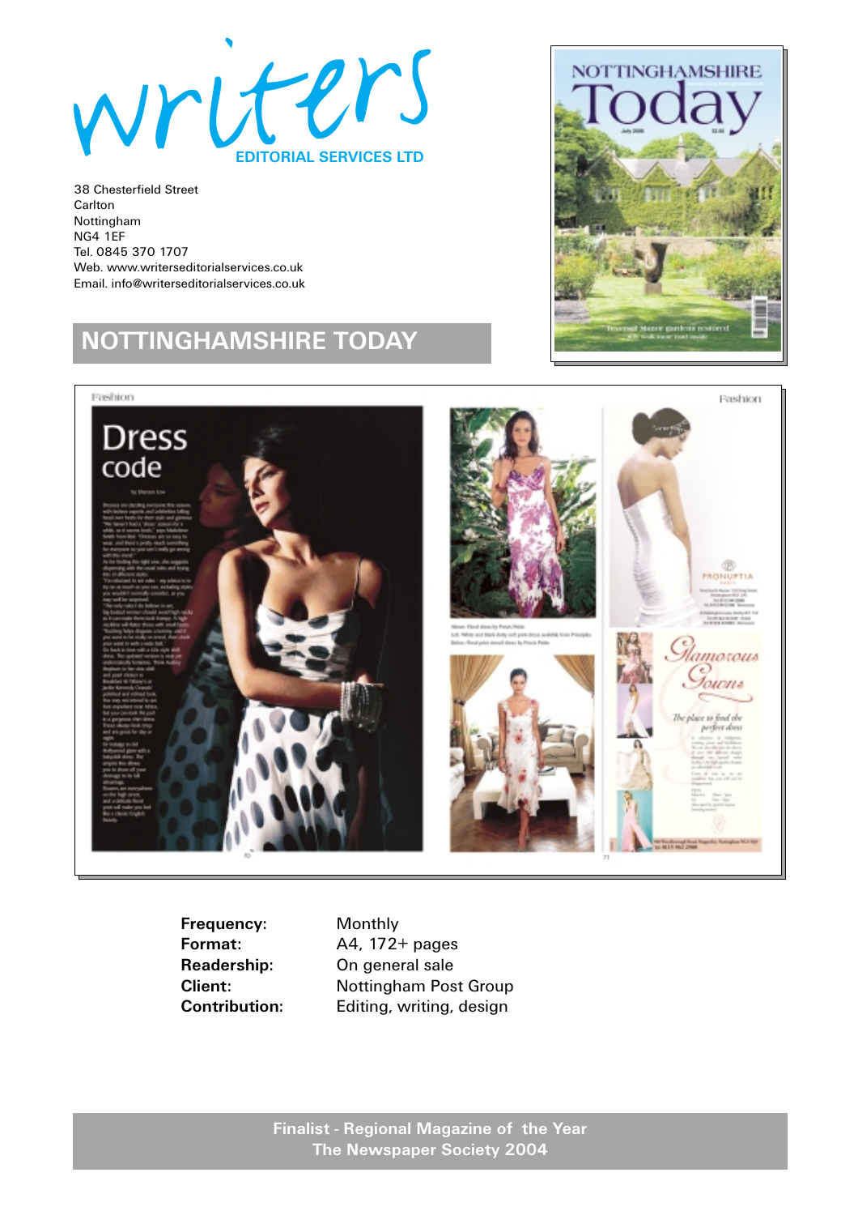# writers

EDITORIAL SERVICES LTD

38 Chesterfield Street
Carlton
Nottingham
NG4 1EF
Tel. 0845 370 1707
Web. www.writerseditorialservices.co.uk
Email. info@writerseditorialservices.co.uk

## NOTTINGHAMSHIRE TODAY

**Frequency:** Monthly
**Format:** A4, 172+ pages
**Readership:** On general sale
**Client:** Nottingham Post Group
**Contribution:** Editing, writing, design

**Finalist - Regional Magazine of the Year**
**The Newspaper Society 2004**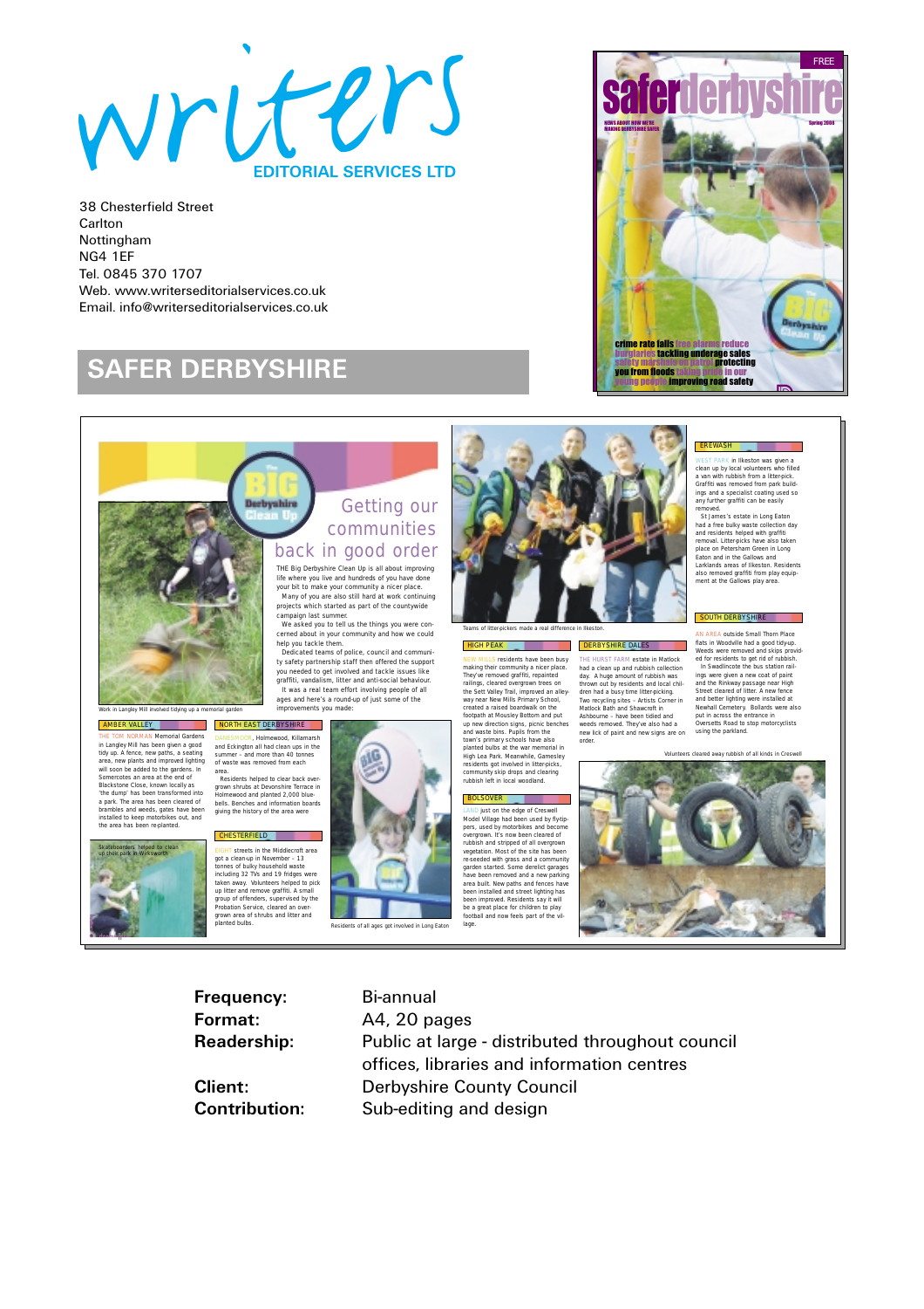writers

EDITORIAL SERVICES LTD

38 Chesterfield Street
Carlton
Nottingham
NG4 1EF
Tel. 0845 370 1707
Web. www.writerseditorialservices.co.uk
Email. info@writerseditorialservices.co.uk

# SAFER DERBYSHIRE

| | |
|---|---|
| **Frequency:** | Bi-annual |
| **Format:** | A4, 20 pages |
| **Readership:** | Public at large - distributed throughout council offices, libraries and information centres |
| **Client:** | Derbyshire County Council |
| **Contribution:** | Sub-editing and design |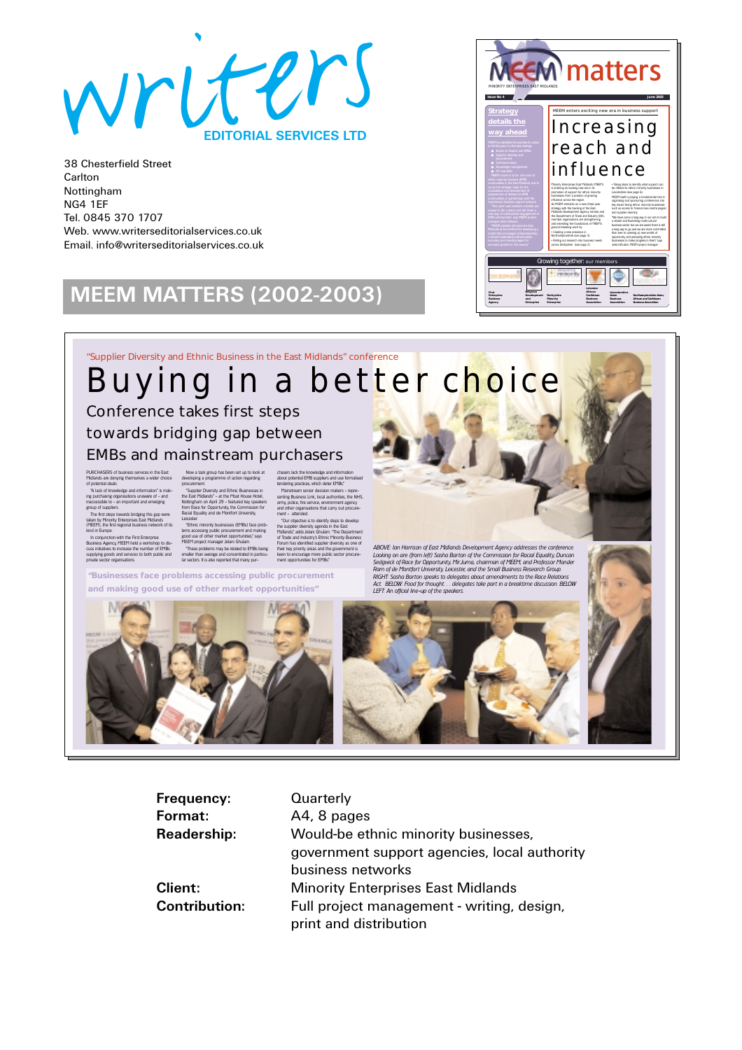# writers

**EDITORIAL SERVICES LTD**

38 Chesterfield Street
Carlton
Nottingham
NG4 1EF
Tel. 0845 370 1707
Web. www.writerseditorialservices.co.uk
Email. info@writerseditorialservices.co.uk

## MEEM MATTERS (2002-2003)

MEEM matters

MINORITY ENTERPRISES EAST MIDLANDS

Issue No 4 — June 2003

**Strategy details the way ahead**

MEEM enters exciting new era in business support

Increasing reach and influence

Growing together: our members

"Supplier Diversity and Ethnic Business in the East Midlands" conference

# Buying in a better choice

## Conference takes first steps towards bridging gap between EMBs and mainstream purchasers

PURCHASERS of business services in the East Midlands are denying themselves a wider choice of potential deals.

"A lack of knowledge and information" is making purchasing organisations unaware of – and inaccessible to – an important and emerging group of suppliers.

The first steps towards bridging this gap were taken by Minority Enterprises East Midlands (MEEM), the first regional business network of its kind in Europe.

In conjunction with the First Enterprise Business Agency, MEEM held a workshop to discuss initiatives to increase the number of EMBs supplying goods and services to both public and private sector organisations.

Now a task group has been set up to look at developing a programme of action regarding procurement.

"Supplier Diversity and Ethnic Businesses in the East Midlands" – at the Moat House Hotel, Nottingham on April 29 – featured key speakers from Race for Opportunity, the Commission for Racial Equality and de Montfort University, Leicester.

"Ethnic minority businesses (EMBs) face problems accessing public procurement and making good use of other market opportunities," says MEEM project manager Jelani Ghulam.

"These problems may be related to EMBs being smaller than average and concentrated in particular sectors. It is also reported that many purchasers lack the knowledge and information about potential EMB suppliers and use formalised tendering practices, which deter EMBs."

Mainstream senior decision makers – representing Business Link, local authorities, the NHS, army, police, fire service, environment agency and other organisations that carry out procurement – attended.

"Our objective is to identify steps to develop the supplier diversity agenda in the East Midlands," adds Jelani Ghulam. "The Department of Trade and Industry's Ethnic Minority Business Forum has identified supplier diversity as one of their key priority areas and the government is keen to encourage more public sector procurement opportunities for EMBs."

*"Businesses face problems accessing public procurement and making good use of other market opportunities"*

*ABOVE: Ian Harrison of East Midlands Development Agency addresses the conference. Looking on are (from left) Sasha Barton of the Commission for Racial Equality, Duncan Sedgwick of Race for Opportunity, Mr Juma, chairman of MEEM, and Professor Monder Ram of de Montfort University, Leicester, and the Small Business Research Group. RIGHT: Sasha Barton speaks to delegates about amendments to the Race Relations Act. BELOW: Food for thought. . . delegates take part in a breaktime discussion. BELOW LEFT: An official line-up of the speakers.*

**Frequency:** Quarterly

**Format:** A4, 8 pages

**Readership:** Would-be ethnic minority businesses, government support agencies, local authority business networks

**Client:** Minority Enterprises East Midlands

**Contribution:** Full project management - writing, design, print and distribution